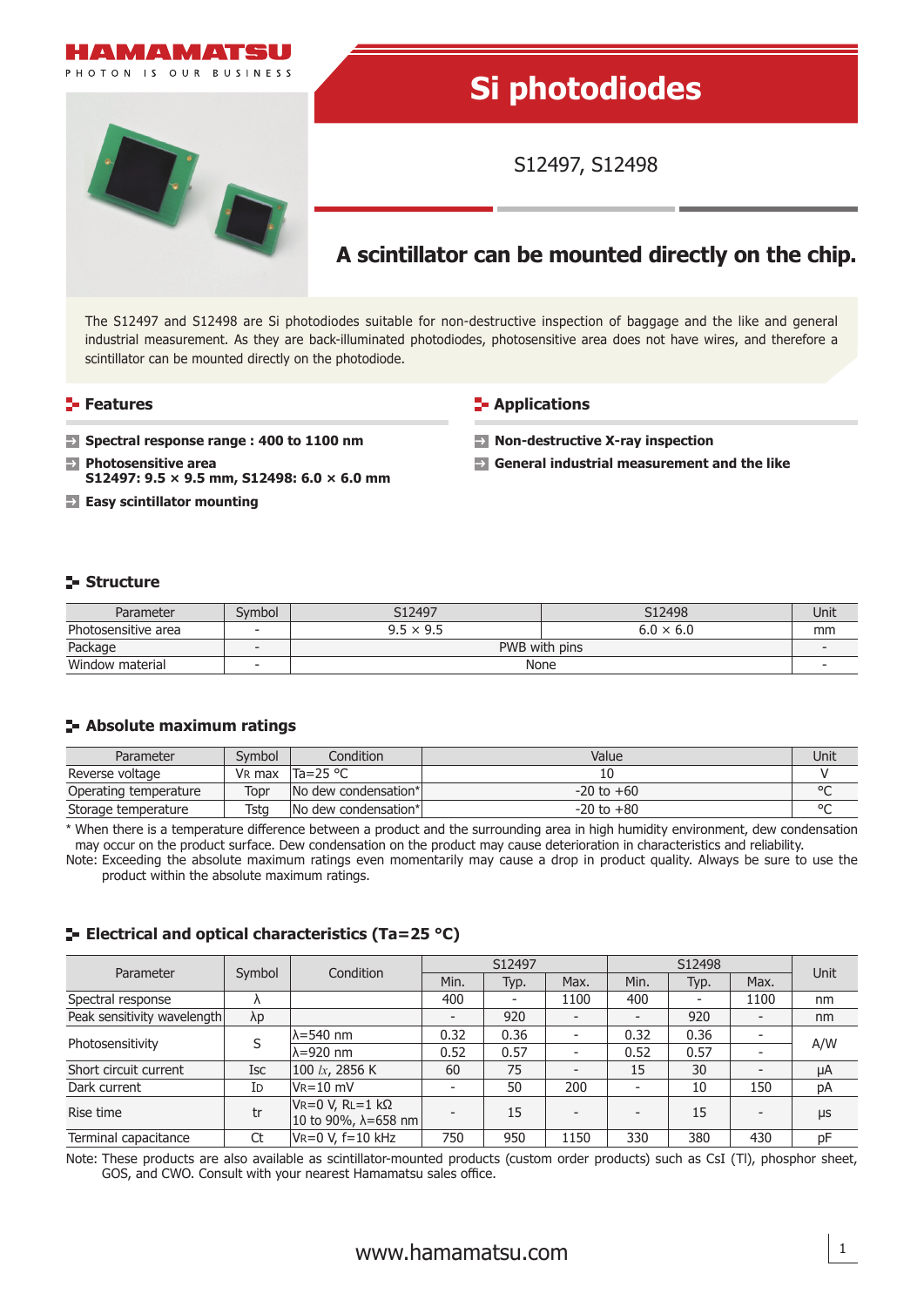HAMAMATSU

PHOTON IS OUR BUSINESS

# Si photodiodes

S12497, S12498

## A scintillator can be mounted directly on the chip.

The S12497 and S12498 are Si photodiodes suitable for non-destructive inspection of baggage and the like and general industrial measurement. As they are back-illuminated photodiodes, photosensitive area does not have wires, and therefore a scintillator can be mounted directly on the photodiode.

## Features

- **Spectral response range : 400 to 1100 nm**
- **Photosensitive area**  
  **S12497: 9.5 × 9.5 mm, S12498: 6.0 × 6.0 mm**
- **Easy scintillator mounting**

## Applications

- **Non-destructive X-ray inspection**
- **General industrial measurement and the like**

## Structure

| Parameter | Symbol | S12497 | S12498 | Unit |
|---|---|---|---|---|
| Photosensitive area | - | 9.5 × 9.5 | 6.0 × 6.0 | mm |
| Package | - | PWB with pins | | - |
| Window material | - | None | | - |

## Absolute maximum ratings

| Parameter | Symbol | Condition | Value | Unit |
|---|---|---|---|---|
| Reverse voltage | $V_R$ max | Ta=25 °C | 10 | V |
| Operating temperature | Topr | No dew condensation* | -20 to +60 | °C |
| Storage temperature | Tstg | No dew condensation* | -20 to +80 | °C |

\* When there is a temperature difference between a product and the surrounding area in high humidity environment, dew condensation may occur on the product surface. Dew condensation on the product may cause deterioration in characteristics and reliability.

Note: Exceeding the absolute maximum ratings even momentarily may cause a drop in product quality. Always be sure to use the product within the absolute maximum ratings.

## Electrical and optical characteristics (Ta=25 °C)

| Parameter | Symbol | Condition | S12497 | | | S12498 | | | Unit |
|---|---|---|---|---|---|---|---|---|---|
| | | | Min. | Typ. | Max. | Min. | Typ. | Max. | |
| Spectral response | λ | | 400 | - | 1100 | 400 | - | 1100 | nm |
| Peak sensitivity wavelength | λp | | - | 920 | - | - | 920 | - | nm |
| Photosensitivity | S | λ=540 nm | 0.32 | 0.36 | - | 0.32 | 0.36 | - | A/W |
| | | λ=920 nm | 0.52 | 0.57 | - | 0.52 | 0.57 | - | A/W |
| Short circuit current | Isc | 100 *lx*, 2856 K | 60 | 75 | - | 15 | 30 | - | μA |
| Dark current | $I_D$ | $V_R$=10 mV | - | 50 | 200 | - | 10 | 150 | pA |
| Rise time | tr | $V_R$=0 V, $R_L$=1 kΩ 10 to 90%, λ=658 nm | - | 15 | - | - | 15 | - | μs |
| Terminal capacitance | Ct | $V_R$=0 V, f=10 kHz | 750 | 950 | 1150 | 330 | 380 | 430 | pF |

Note: These products are also available as scintillator-mounted products (custom order products) such as CsI (Tl), phosphor sheet, GOS, and CWO. Consult with your nearest Hamamatsu sales office.

www.hamamatsu.com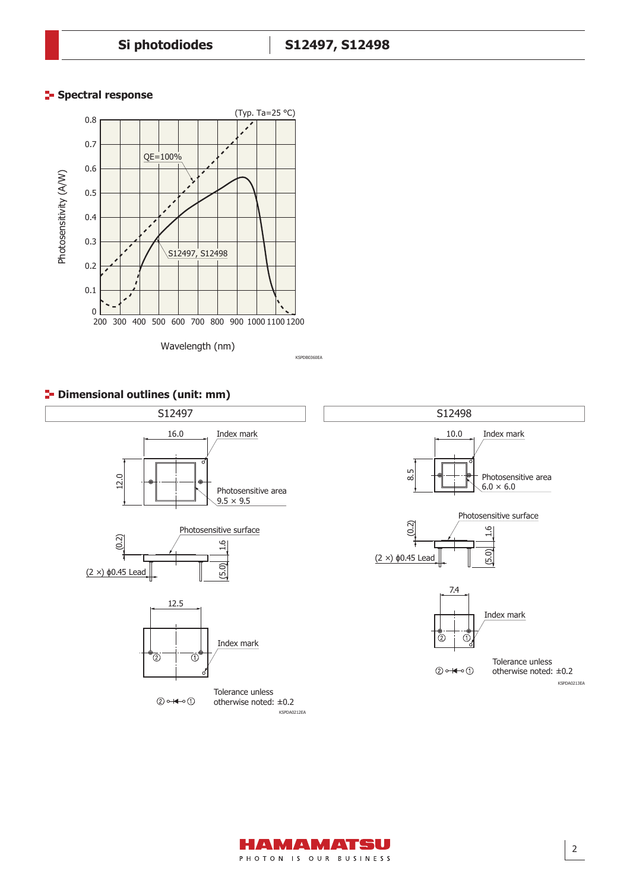## Spectral response

(Typ. Ta=25 °C)

Photosensitivity (A/W)

QE=100%

S12497, S12498

Wavelength (nm)

KSPDB0360EA

## Dimensional outlines (unit: mm)

| S12497 | S12498 |
| --- | --- |

**S12497**

16.0

Index mark

12.0

Photosensitive area 9.5 × 9.5

Photosensitive surface

(0.2)

1.6

(2 ×) ϕ0.45 Lead

(5.0)

12.5

Index mark

② ⊸⊣◁⊸ ①

Tolerance unless otherwise noted: ±0.2

KSPDA0212EA

**S12498**

10.0

Index mark

8.5

Photosensitive area 6.0 × 6.0

Photosensitive surface

(0.2)

1.6

(2 ×) ϕ0.45 Lead

(5.0)

7.4

Index mark

② ⊸⊣◁⊸ ①

Tolerance unless otherwise noted: ±0.2

KSPDA0213EA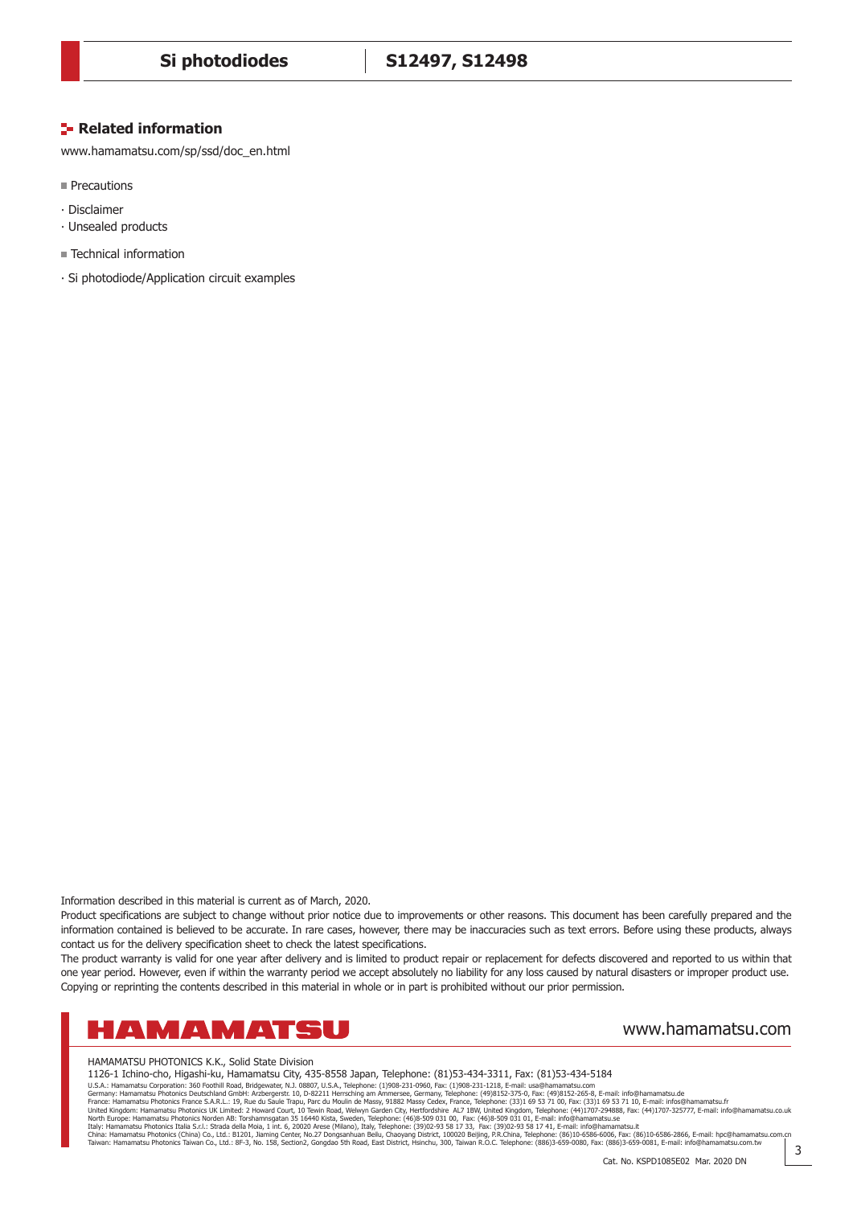## Related information

www.hamamatsu.com/sp/ssd/doc_en.html

- Precautions
  - · Disclaimer
  - · Unsealed products
- Technical information
  - · Si photodiode/Application circuit examples

Information described in this material is current as of March, 2020.

Product specifications are subject to change without prior notice due to improvements or other reasons. This document has been carefully prepared and the information contained is believed to be accurate. In rare cases, however, there may be inaccuracies such as text errors. Before using these products, always contact us for the delivery specification sheet to check the latest specifications.

The product warranty is valid for one year after delivery and is limited to product repair or replacement for defects discovered and reported to us within that one year period. However, even if within the warranty period we accept absolutely no liability for any loss caused by natural disasters or improper product use. Copying or reprinting the contents described in this material in whole or in part is prohibited without our prior permission.

**HAMAMATSU**

www.hamamatsu.com

HAMAMATSU PHOTONICS K.K., Solid State Division

1126-1 Ichino-cho, Higashi-ku, Hamamatsu City, 435-8558 Japan, Telephone: (81)53-434-3311, Fax: (81)53-434-5184

U.S.A.: Hamamatsu Corporation: 360 Foothill Road, Bridgewater, N.J. 08807, U.S.A., Telephone: (1)908-231-0960, Fax: (1)908-231-1218, E-mail: usa@hamamatsu.com
Germany: Hamamatsu Photonics Deutschland GmbH: Arzbergerstr. 10, D-82211 Herrsching am Ammersee, Germany, Telephone: (49)8152-375-0, Fax: (49)8152-265-8, E-mail: info@hamamatsu.de
France: Hamamatsu Photonics France S.A.R.L.: 19, Rue du Saule Trapu, Parc du Moulin de Massy, 91882 Massy Cedex, France, Telephone: (33)1 69 53 71 00, Fax: (33)1 69 53 71 10, E-mail: infos@hamamatsu.fr
United Kingdom: Hamamatsu Photonics UK Limited: 2 Howard Court, 10 Tewin Road, Welwyn Garden City, Hertfordshire AL7 1BW, United Kingdom, Telephone: (44)1707-294888, Fax: (44)1707-325777, E-mail: info@hamamatsu.co.uk
North Europe: Hamamatsu Photonics Norden AB: Torshamnsgatan 35 16440 Kista, Sweden, Telephone: (46)8-509 031 00, Fax: (46)8-509 031 01, E-mail: info@hamamatsu.se
Italy: Hamamatsu Photonics Italia S.r.l.: Strada della Moia, 1 int. 6, 20020 Arese (Milano), Italy, Telephone: (39)02-93 58 17 33, Fax: (39)02-93 58 17 41, E-mail: info@hamamatsu.it
China: Hamamatsu Photonics (China) Co., Ltd.: B1201, Jiaming Center, No.27 Dongsanhuan Beilu, Chaoyang District, 100020 Beijing, P.R.China, Telephone: (86)10-6586-6006, Fax: (86)10-6586-2866, E-mail: hpc@hamamatsu.com.cn
Taiwan: Hamamatsu Photonics Taiwan Co., Ltd.: 8F-3, No. 158, Section2, Gongdao 5th Road, East District, Hsinchu, 300, Taiwan R.O.C. Telephone: (886)3-659-0080, Fax: (886)3-659-0081, E-mail: info@hamamatsu.com.tw

Cat. No. KSPD1085E02 Mar. 2020 DN